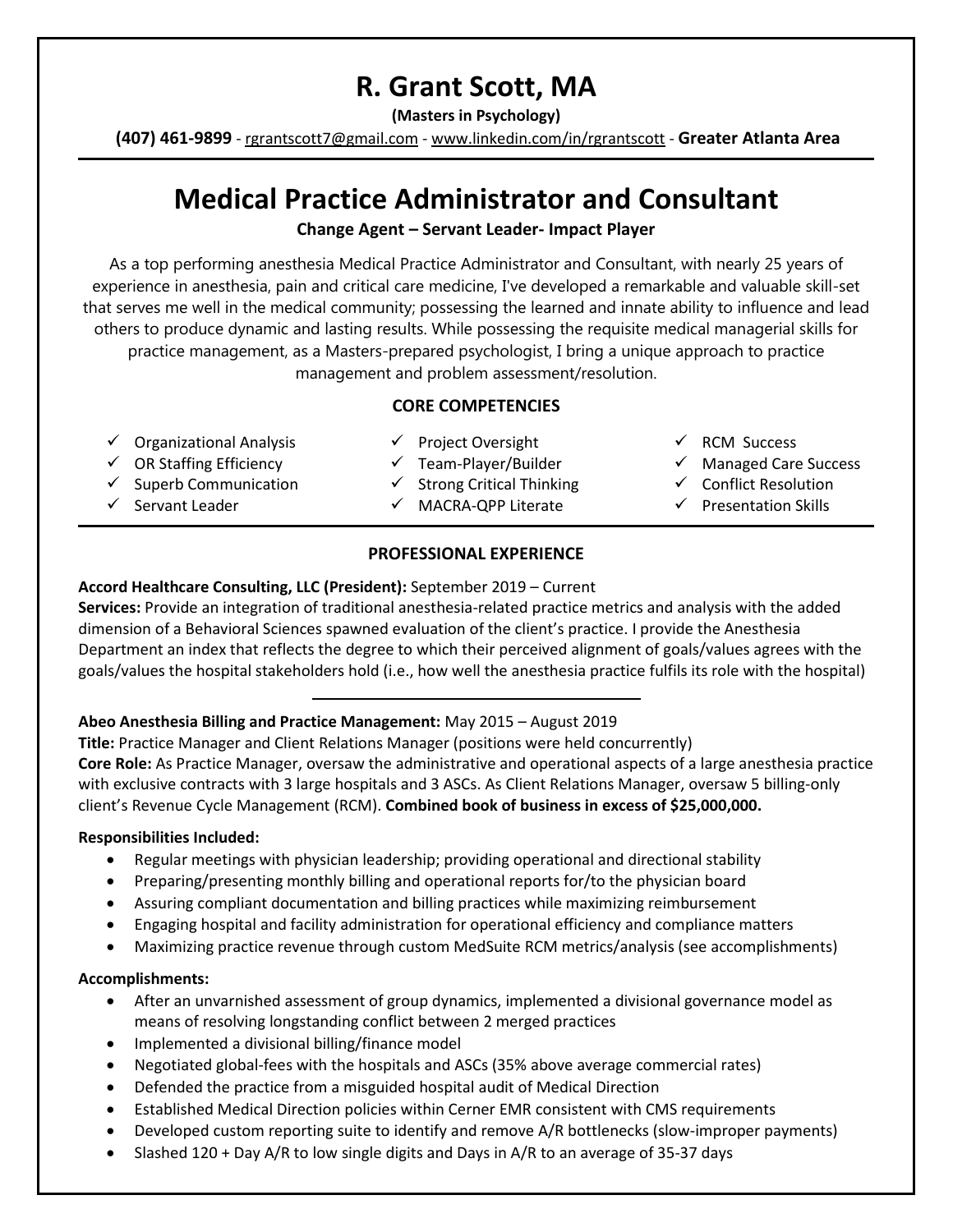# R. Grant Scott, MA

**(Masters in Psychology)**

**(407) 461-9899** - rgrantscott7@gmail.com - www.linkedin.com/in/rgrantscott - **Greater Atlanta Area**

---

## Medical Practice Administrator and Consultant

**Change Agent – Servant Leader- Impact Player**

As a top performing anesthesia Medical Practice Administrator and Consultant, with nearly 25 years of experience in anesthesia, pain and critical care medicine, I've developed a remarkable and valuable skill-set that serves me well in the medical community; possessing the learned and innate ability to influence and lead others to produce dynamic and lasting results. While possessing the requisite medical managerial skills for practice management, as a Masters-prepared psychologist, I bring a unique approach to practice management and problem assessment/resolution.

### CORE COMPETENCIES

- ✓ Organizational Analysis
- ✓ OR Staffing Efficiency
- ✓ Superb Communication
- ✓ Servant Leader
- ✓ Project Oversight
- ✓ Team-Player/Builder
- ✓ Strong Critical Thinking
- ✓ MACRA-QPP Literate
- ✓ RCM Success
- ✓ Managed Care Success
- ✓ Conflict Resolution
- ✓ Presentation Skills

---

### PROFESSIONAL EXPERIENCE

**Accord Healthcare Consulting, LLC (President):** September 2019 – Current
**Services:** Provide an integration of traditional anesthesia-related practice metrics and analysis with the added dimension of a Behavioral Sciences spawned evaluation of the client's practice. I provide the Anesthesia Department an index that reflects the degree to which their perceived alignment of goals/values agrees with the goals/values the hospital stakeholders hold (i.e., how well the anesthesia practice fulfils its role with the hospital)

---

**Abeo Anesthesia Billing and Practice Management:** May 2015 – August 2019
**Title:** Practice Manager and Client Relations Manager (positions were held concurrently)
**Core Role:** As Practice Manager, oversaw the administrative and operational aspects of a large anesthesia practice with exclusive contracts with 3 large hospitals and 3 ASCs. As Client Relations Manager, oversaw 5 billing-only client's Revenue Cycle Management (RCM). **Combined book of business in excess of $25,000,000.**

**Responsibilities Included:**

- Regular meetings with physician leadership; providing operational and directional stability
- Preparing/presenting monthly billing and operational reports for/to the physician board
- Assuring compliant documentation and billing practices while maximizing reimbursement
- Engaging hospital and facility administration for operational efficiency and compliance matters
- Maximizing practice revenue through custom MedSuite RCM metrics/analysis (see accomplishments)

**Accomplishments:**

- After an unvarnished assessment of group dynamics, implemented a divisional governance model as means of resolving longstanding conflict between 2 merged practices
- Implemented a divisional billing/finance model
- Negotiated global-fees with the hospitals and ASCs (35% above average commercial rates)
- Defended the practice from a misguided hospital audit of Medical Direction
- Established Medical Direction policies within Cerner EMR consistent with CMS requirements
- Developed custom reporting suite to identify and remove A/R bottlenecks (slow-improper payments)
- Slashed 120 + Day A/R to low single digits and Days in A/R to an average of 35-37 days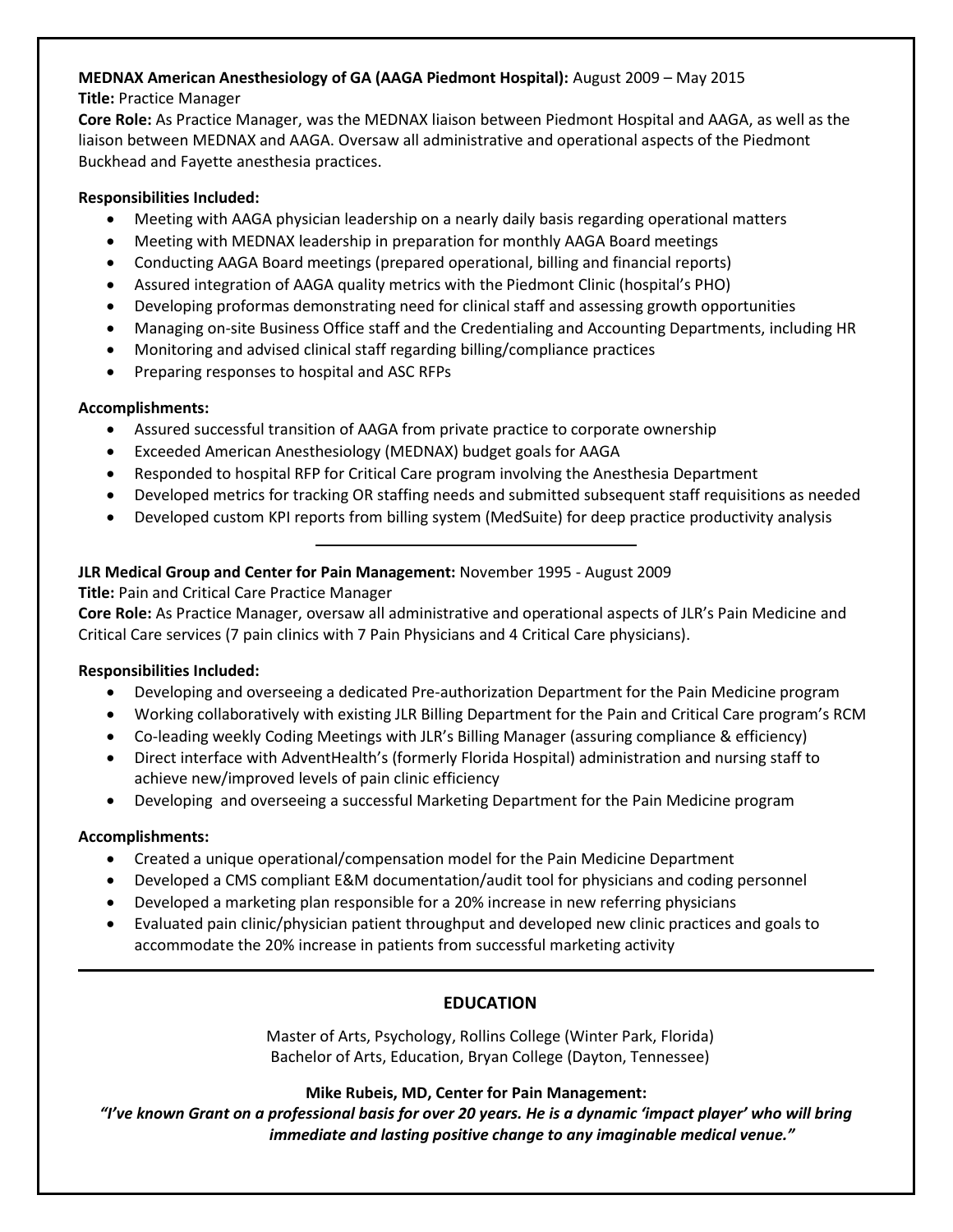**MEDNAX American Anesthesiology of GA (AAGA Piedmont Hospital):** August 2009 – May 2015

**Title:** Practice Manager

**Core Role:** As Practice Manager, was the MEDNAX liaison between Piedmont Hospital and AAGA, as well as the liaison between MEDNAX and AAGA. Oversaw all administrative and operational aspects of the Piedmont Buckhead and Fayette anesthesia practices.

**Responsibilities Included:**

- Meeting with AAGA physician leadership on a nearly daily basis regarding operational matters
- Meeting with MEDNAX leadership in preparation for monthly AAGA Board meetings
- Conducting AAGA Board meetings (prepared operational, billing and financial reports)
- Assured integration of AAGA quality metrics with the Piedmont Clinic (hospital's PHO)
- Developing proformas demonstrating need for clinical staff and assessing growth opportunities
- Managing on-site Business Office staff and the Credentialing and Accounting Departments, including HR
- Monitoring and advised clinical staff regarding billing/compliance practices
- Preparing responses to hospital and ASC RFPs

**Accomplishments:**

- Assured successful transition of AAGA from private practice to corporate ownership
- Exceeded American Anesthesiology (MEDNAX) budget goals for AAGA
- Responded to hospital RFP for Critical Care program involving the Anesthesia Department
- Developed metrics for tracking OR staffing needs and submitted subsequent staff requisitions as needed
- Developed custom KPI reports from billing system (MedSuite) for deep practice productivity analysis

---

**JLR Medical Group and Center for Pain Management:** November 1995 - August 2009

**Title:** Pain and Critical Care Practice Manager

**Core Role:** As Practice Manager, oversaw all administrative and operational aspects of JLR's Pain Medicine and Critical Care services (7 pain clinics with 7 Pain Physicians and 4 Critical Care physicians).

**Responsibilities Included:**

- Developing and overseeing a dedicated Pre-authorization Department for the Pain Medicine program
- Working collaboratively with existing JLR Billing Department for the Pain and Critical Care program's RCM
- Co-leading weekly Coding Meetings with JLR's Billing Manager (assuring compliance & efficiency)
- Direct interface with AdventHealth's (formerly Florida Hospital) administration and nursing staff to achieve new/improved levels of pain clinic efficiency
- Developing and overseeing a successful Marketing Department for the Pain Medicine program

**Accomplishments:**

- Created a unique operational/compensation model for the Pain Medicine Department
- Developed a CMS compliant E&M documentation/audit tool for physicians and coding personnel
- Developed a marketing plan responsible for a 20% increase in new referring physicians
- Evaluated pain clinic/physician patient throughput and developed new clinic practices and goals to accommodate the 20% increase in patients from successful marketing activity

---

## EDUCATION

Master of Arts, Psychology, Rollins College (Winter Park, Florida)
Bachelor of Arts, Education, Bryan College (Dayton, Tennessee)

**Mike Rubeis, MD, Center for Pain Management:**

***"I've known Grant on a professional basis for over 20 years. He is a dynamic 'impact player' who will bring immediate and lasting positive change to any imaginable medical venue."***